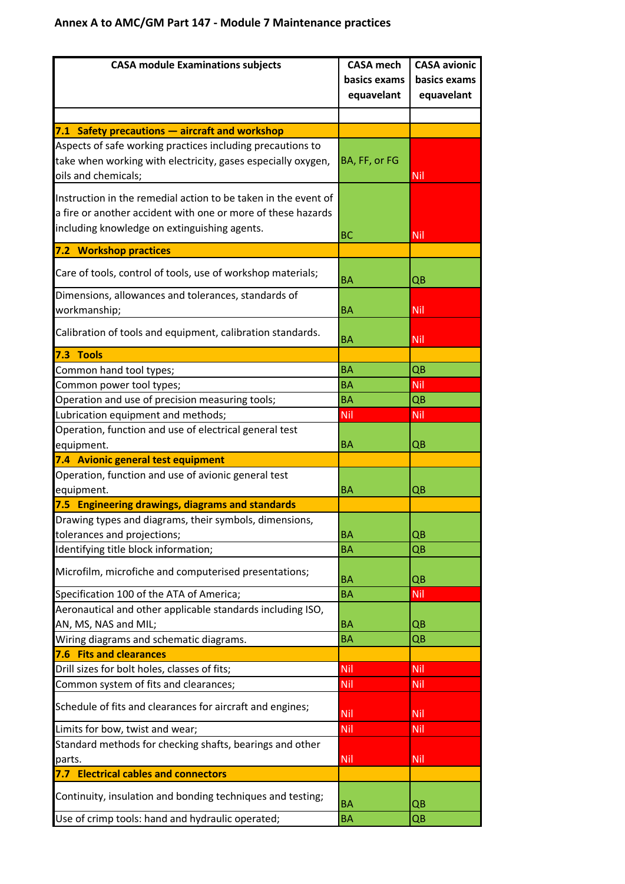## Annex A to AMC/GM Part 147 - Module 7 Maintenance practices

| CASA module Examinations subjects | CASA mech basics exams equavelant | CASA avionic basics exams equavelant |
|---|---|---|
| | | |
| **7.1 Safety precautions — aircraft and workshop** | | |
| Aspects of safe working practices including precautions to take when working with electricity, gases especially oxygen, oils and chemicals; | BA, FF, or FG | Nil |
| Instruction in the remedial action to be taken in the event of a fire or another accident with one or more of these hazards including knowledge on extinguishing agents. | BC | Nil |
| **7.2 Workshop practices** | | |
| Care of tools, control of tools, use of workshop materials; | BA | QB |
| Dimensions, allowances and tolerances, standards of workmanship; | BA | Nil |
| Calibration of tools and equipment, calibration standards. | BA | Nil |
| **7.3 Tools** | | |
| Common hand tool types; | BA | QB |
| Common power tool types; | BA | Nil |
| Operation and use of precision measuring tools; | BA | QB |
| Lubrication equipment and methods; | Nil | Nil |
| Operation, function and use of electrical general test equipment. | BA | QB |
| **7.4 Avionic general test equipment** | | |
| Operation, function and use of avionic general test equipment. | BA | QB |
| **7.5 Engineering drawings, diagrams and standards** | | |
| Drawing types and diagrams, their symbols, dimensions, tolerances and projections; | BA | QB |
| Identifying title block information; | BA | QB |
| Microfilm, microfiche and computerised presentations; | BA | QB |
| Specification 100 of the ATA of America; | BA | Nil |
| Aeronautical and other applicable standards including ISO, AN, MS, NAS and MIL; | BA | QB |
| Wiring diagrams and schematic diagrams. | BA | QB |
| **7.6 Fits and clearances** | | |
| Drill sizes for bolt holes, classes of fits; | Nil | Nil |
| Common system of fits and clearances; | Nil | Nil |
| Schedule of fits and clearances for aircraft and engines; | Nil | Nil |
| Limits for bow, twist and wear; | Nil | Nil |
| Standard methods for checking shafts, bearings and other parts. | Nil | Nil |
| **7.7 Electrical cables and connectors** | | |
| Continuity, insulation and bonding techniques and testing; | BA | QB |
| Use of crimp tools: hand and hydraulic operated; | BA | QB |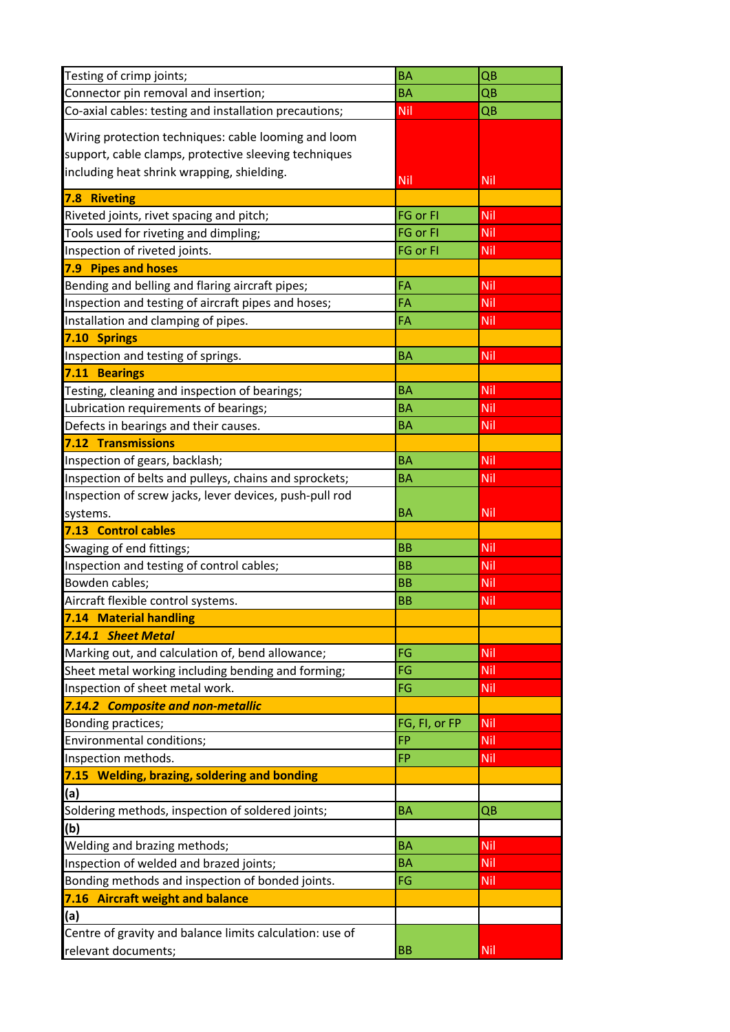| | | |
|---|---|---|
| Testing of crimp joints; | BA | QB |
| Connector pin removal and insertion; | BA | QB |
| Co-axial cables: testing and installation precautions; | Nil | QB |
| Wiring protection techniques: cable looming and loom support, cable clamps, protective sleeving techniques including heat shrink wrapping, shielding. | Nil | Nil |
| **7.8 Riveting** | | |
| Riveted joints, rivet spacing and pitch; | FG or FI | Nil |
| Tools used for riveting and dimpling; | FG or FI | Nil |
| Inspection of riveted joints. | FG or FI | Nil |
| **7.9 Pipes and hoses** | | |
| Bending and belling and flaring aircraft pipes; | FA | Nil |
| Inspection and testing of aircraft pipes and hoses; | FA | Nil |
| Installation and clamping of pipes. | FA | Nil |
| **7.10 Springs** | | |
| Inspection and testing of springs. | BA | Nil |
| **7.11 Bearings** | | |
| Testing, cleaning and inspection of bearings; | BA | Nil |
| Lubrication requirements of bearings; | BA | Nil |
| Defects in bearings and their causes. | BA | Nil |
| **7.12 Transmissions** | | |
| Inspection of gears, backlash; | BA | Nil |
| Inspection of belts and pulleys, chains and sprockets; | BA | Nil |
| Inspection of screw jacks, lever devices, push-pull rod systems. | BA | Nil |
| **7.13 Control cables** | | |
| Swaging of end fittings; | BB | Nil |
| Inspection and testing of control cables; | BB | Nil |
| Bowden cables; | BB | Nil |
| Aircraft flexible control systems. | BB | Nil |
| **7.14 Material handling** | | |
| ***7.14.1 Sheet Metal*** | | |
| Marking out, and calculation of, bend allowance; | FG | Nil |
| Sheet metal working including bending and forming; | FG | Nil |
| Inspection of sheet metal work. | FG | Nil |
| ***7.14.2 Composite and non-metallic*** | | |
| Bonding practices; | FG, FI, or FP | Nil |
| Environmental conditions; | FP | Nil |
| Inspection methods. | FP | Nil |
| **7.15 Welding, brazing, soldering and bonding** | | |
| **(a)** | | |
| Soldering methods, inspection of soldered joints; | BA | QB |
| **(b)** | | |
| Welding and brazing methods; | BA | Nil |
| Inspection of welded and brazed joints; | BA | Nil |
| Bonding methods and inspection of bonded joints. | FG | Nil |
| **7.16 Aircraft weight and balance** | | |
| **(a)** | | |
| Centre of gravity and balance limits calculation: use of relevant documents; | BB | Nil |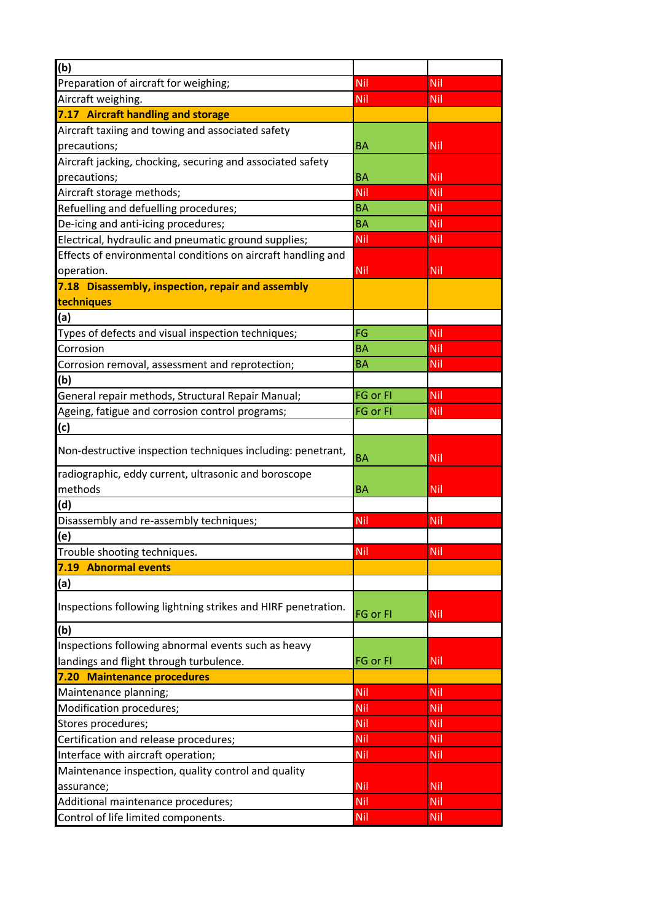| | | |
|---|---|---|
| **(b)** | | |
| Preparation of aircraft for weighing; | Nil | Nil |
| Aircraft weighing. | Nil | Nil |
| **7.17 Aircraft handling and storage** | | |
| Aircraft taxiing and towing and associated safety precautions; | BA | Nil |
| Aircraft jacking, chocking, securing and associated safety precautions; | BA | Nil |
| Aircraft storage methods; | Nil | Nil |
| Refuelling and defuelling procedures; | BA | Nil |
| De-icing and anti-icing procedures; | BA | Nil |
| Electrical, hydraulic and pneumatic ground supplies; | Nil | Nil |
| Effects of environmental conditions on aircraft handling and operation. | Nil | Nil |
| **7.18 Disassembly, inspection, repair and assembly techniques** | | |
| **(a)** | | |
| Types of defects and visual inspection techniques; | FG | Nil |
| Corrosion | BA | Nil |
| Corrosion removal, assessment and reprotection; | BA | Nil |
| **(b)** | | |
| General repair methods, Structural Repair Manual; | FG or FI | Nil |
| Ageing, fatigue and corrosion control programs; | FG or FI | Nil |
| **(c)** | | |
| Non-destructive inspection techniques including: penetrant, | BA | Nil |
| radiographic, eddy current, ultrasonic and boroscope methods | BA | Nil |
| **(d)** | | |
| Disassembly and re-assembly techniques; | Nil | Nil |
| **(e)** | | |
| Trouble shooting techniques. | Nil | Nil |
| **7.19 Abnormal events** | | |
| **(a)** | | |
| Inspections following lightning strikes and HIRF penetration. | FG or FI | Nil |
| **(b)** | | |
| Inspections following abnormal events such as heavy landings and flight through turbulence. | FG or FI | Nil |
| **7.20 Maintenance procedures** | | |
| Maintenance planning; | Nil | Nil |
| Modification procedures; | Nil | Nil |
| Stores procedures; | Nil | Nil |
| Certification and release procedures; | Nil | Nil |
| Interface with aircraft operation; | Nil | Nil |
| Maintenance inspection, quality control and quality assurance; | Nil | Nil |
| Additional maintenance procedures; | Nil | Nil |
| Control of life limited components. | Nil | Nil |